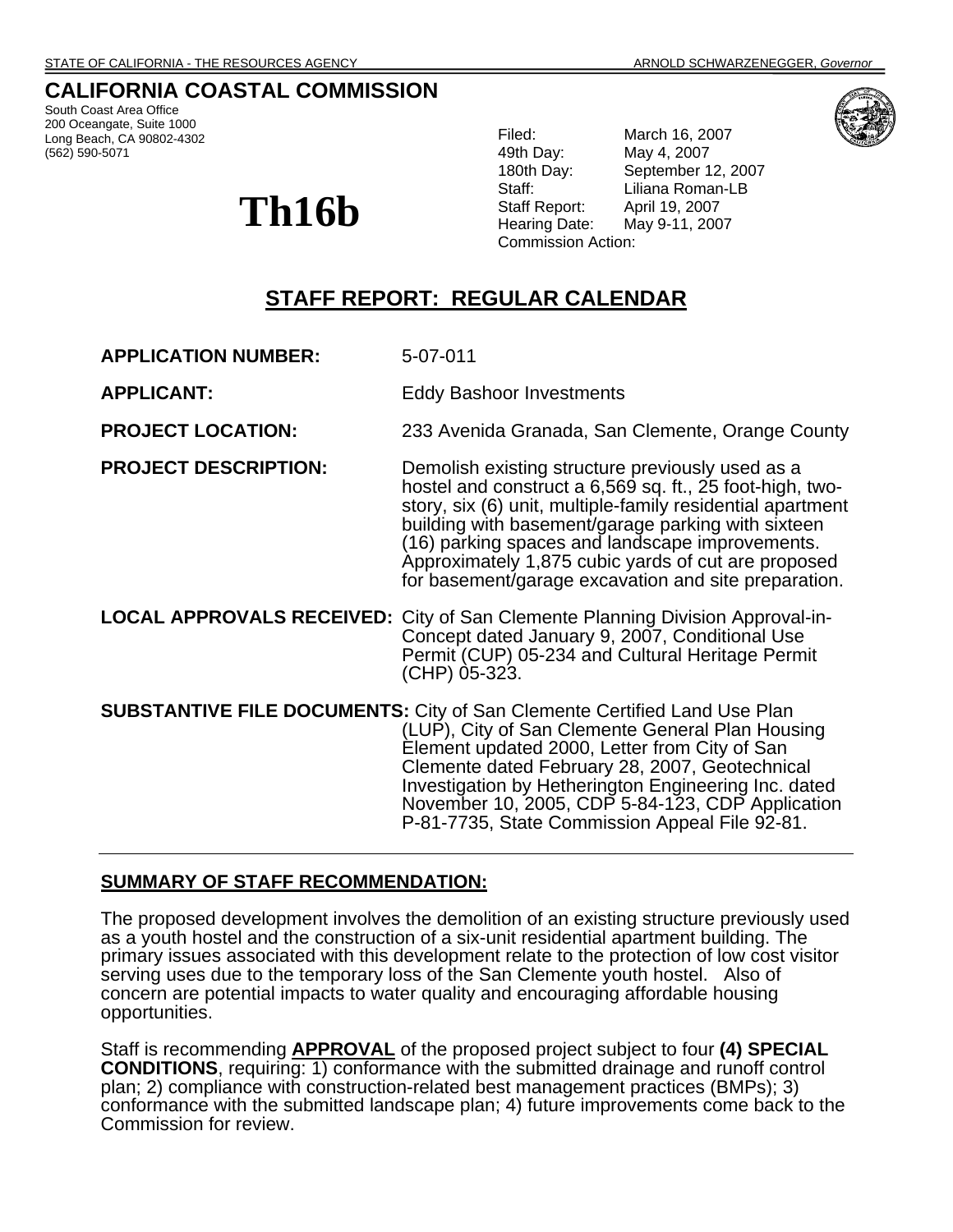STATE OF CALIFORNIA - THE RESOURCES AGENCY — ARNOLD SCHWARZENEGGER, *Governor*

## CALIFORNIA COASTAL COMMISSION

South Coast Area Office
200 Oceangate, Suite 1000
Long Beach, CA 90802-4302
(562) 590-5071

# Th16b

Filed: March 16, 2007
49th Day: May 4, 2007
180th Day: September 12, 2007
Staff: Liliana Roman-LB
Staff Report: April 19, 2007
Hearing Date: May 9-11, 2007
Commission Action:

## STAFF REPORT: REGULAR CALENDAR

**APPLICATION NUMBER:** 5-07-011

**APPLICANT:** Eddy Bashoor Investments

**PROJECT LOCATION:** 233 Avenida Granada, San Clemente, Orange County

**PROJECT DESCRIPTION:** Demolish existing structure previously used as a hostel and construct a 6,569 sq. ft., 25 foot-high, two-story, six (6) unit, multiple-family residential apartment building with basement/garage parking with sixteen (16) parking spaces and landscape improvements. Approximately 1,875 cubic yards of cut are proposed for basement/garage excavation and site preparation.

**LOCAL APPROVALS RECEIVED:** City of San Clemente Planning Division Approval-in-Concept dated January 9, 2007, Conditional Use Permit (CUP) 05-234 and Cultural Heritage Permit (CHP) 05-323.

**SUBSTANTIVE FILE DOCUMENTS:** City of San Clemente Certified Land Use Plan (LUP), City of San Clemente General Plan Housing Element updated 2000, Letter from City of San Clemente dated February 28, 2007, Geotechnical Investigation by Hetherington Engineering Inc. dated November 10, 2005, CDP 5-84-123, CDP Application P-81-7735, State Commission Appeal File 92-81.

---

### SUMMARY OF STAFF RECOMMENDATION:

The proposed development involves the demolition of an existing structure previously used as a youth hostel and the construction of a six-unit residential apartment building. The primary issues associated with this development relate to the protection of low cost visitor serving uses due to the temporary loss of the San Clemente youth hostel. Also of concern are potential impacts to water quality and encouraging affordable housing opportunities.

Staff is recommending **APPROVAL** of the proposed project subject to four **(4) SPECIAL CONDITIONS**, requiring: 1) conformance with the submitted drainage and runoff control plan; 2) compliance with construction-related best management practices (BMPs); 3) conformance with the submitted landscape plan; 4) future improvements come back to the Commission for review.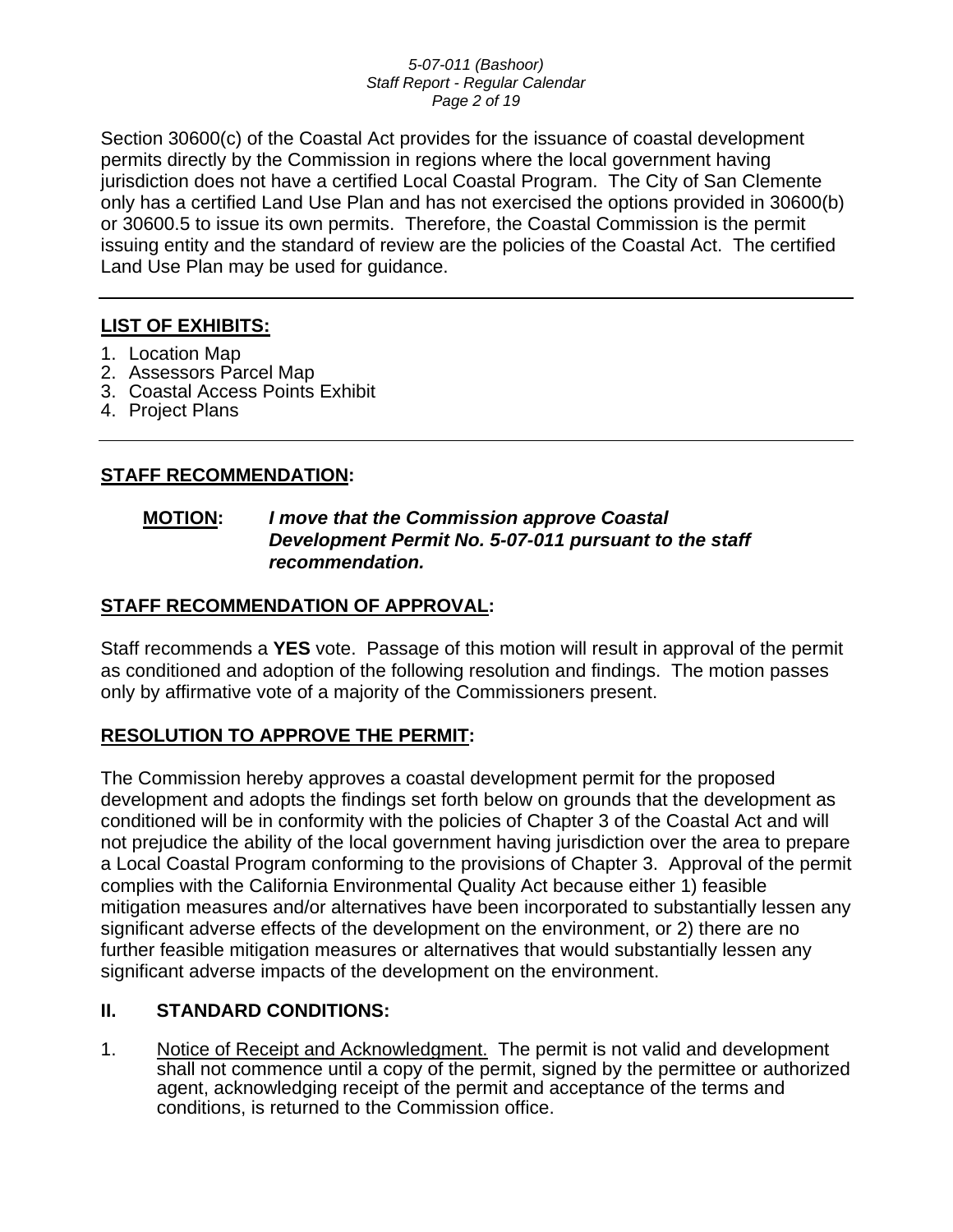Section 30600(c) of the Coastal Act provides for the issuance of coastal development permits directly by the Commission in regions where the local government having jurisdiction does not have a certified Local Coastal Program. The City of San Clemente only has a certified Land Use Plan and has not exercised the options provided in 30600(b) or 30600.5 to issue its own permits. Therefore, the Coastal Commission is the permit issuing entity and the standard of review are the policies of the Coastal Act. The certified Land Use Plan may be used for guidance.

---

**LIST OF EXHIBITS:**

1. Location Map
2. Assessors Parcel Map
3. Coastal Access Points Exhibit
4. Project Plans

---

**STAFF RECOMMENDATION:**

**MOTION:** ***I move that the Commission approve Coastal Development Permit No. 5-07-011 pursuant to the staff recommendation.***

**STAFF RECOMMENDATION OF APPROVAL:**

Staff recommends a **YES** vote. Passage of this motion will result in approval of the permit as conditioned and adoption of the following resolution and findings. The motion passes only by affirmative vote of a majority of the Commissioners present.

**RESOLUTION TO APPROVE THE PERMIT:**

The Commission hereby approves a coastal development permit for the proposed development and adopts the findings set forth below on grounds that the development as conditioned will be in conformity with the policies of Chapter 3 of the Coastal Act and will not prejudice the ability of the local government having jurisdiction over the area to prepare a Local Coastal Program conforming to the provisions of Chapter 3. Approval of the permit complies with the California Environmental Quality Act because either 1) feasible mitigation measures and/or alternatives have been incorporated to substantially lessen any significant adverse effects of the development on the environment, or 2) there are no further feasible mitigation measures or alternatives that would substantially lessen any significant adverse impacts of the development on the environment.

## II. STANDARD CONDITIONS:

1. Notice of Receipt and Acknowledgment. The permit is not valid and development shall not commence until a copy of the permit, signed by the permittee or authorized agent, acknowledging receipt of the permit and acceptance of the terms and conditions, is returned to the Commission office.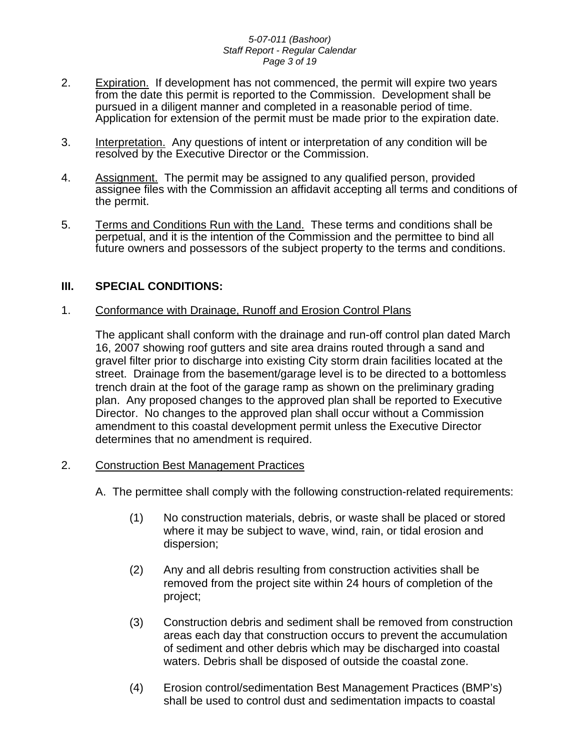2. Expiration. If development has not commenced, the permit will expire two years from the date this permit is reported to the Commission. Development shall be pursued in a diligent manner and completed in a reasonable period of time. Application for extension of the permit must be made prior to the expiration date.

3. Interpretation. Any questions of intent or interpretation of any condition will be resolved by the Executive Director or the Commission.

4. Assignment. The permit may be assigned to any qualified person, provided assignee files with the Commission an affidavit accepting all terms and conditions of the permit.

5. Terms and Conditions Run with the Land. These terms and conditions shall be perpetual, and it is the intention of the Commission and the permittee to bind all future owners and possessors of the subject property to the terms and conditions.

## III. SPECIAL CONDITIONS:

1. Conformance with Drainage, Runoff and Erosion Control Plans

   The applicant shall conform with the drainage and run-off control plan dated March 16, 2007 showing roof gutters and site area drains routed through a sand and gravel filter prior to discharge into existing City storm drain facilities located at the street. Drainage from the basement/garage level is to be directed to a bottomless trench drain at the foot of the garage ramp as shown on the preliminary grading plan. Any proposed changes to the approved plan shall be reported to Executive Director. No changes to the approved plan shall occur without a Commission amendment to this coastal development permit unless the Executive Director determines that no amendment is required.

2. Construction Best Management Practices

   A. The permittee shall comply with the following construction-related requirements:

   (1) No construction materials, debris, or waste shall be placed or stored where it may be subject to wave, wind, rain, or tidal erosion and dispersion;

   (2) Any and all debris resulting from construction activities shall be removed from the project site within 24 hours of completion of the project;

   (3) Construction debris and sediment shall be removed from construction areas each day that construction occurs to prevent the accumulation of sediment and other debris which may be discharged into coastal waters. Debris shall be disposed of outside the coastal zone.

   (4) Erosion control/sedimentation Best Management Practices (BMP's) shall be used to control dust and sedimentation impacts to coastal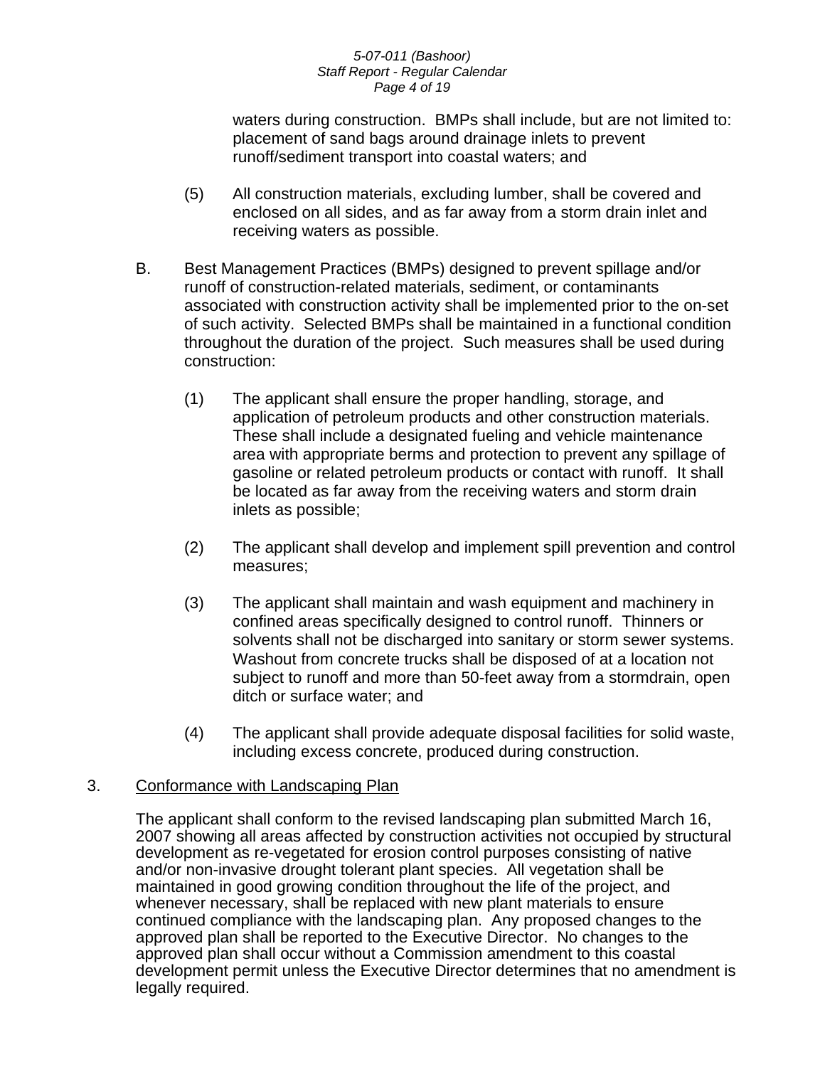waters during construction. BMPs shall include, but are not limited to: placement of sand bags around drainage inlets to prevent runoff/sediment transport into coastal waters; and

(5) All construction materials, excluding lumber, shall be covered and enclosed on all sides, and as far away from a storm drain inlet and receiving waters as possible.

B. Best Management Practices (BMPs) designed to prevent spillage and/or runoff of construction-related materials, sediment, or contaminants associated with construction activity shall be implemented prior to the on-set of such activity. Selected BMPs shall be maintained in a functional condition throughout the duration of the project. Such measures shall be used during construction:

(1) The applicant shall ensure the proper handling, storage, and application of petroleum products and other construction materials. These shall include a designated fueling and vehicle maintenance area with appropriate berms and protection to prevent any spillage of gasoline or related petroleum products or contact with runoff. It shall be located as far away from the receiving waters and storm drain inlets as possible;

(2) The applicant shall develop and implement spill prevention and control measures;

(3) The applicant shall maintain and wash equipment and machinery in confined areas specifically designed to control runoff. Thinners or solvents shall not be discharged into sanitary or storm sewer systems. Washout from concrete trucks shall be disposed of at a location not subject to runoff and more than 50-feet away from a stormdrain, open ditch or surface water; and

(4) The applicant shall provide adequate disposal facilities for solid waste, including excess concrete, produced during construction.

3. <u>Conformance with Landscaping Plan</u>

The applicant shall conform to the revised landscaping plan submitted March 16, 2007 showing all areas affected by construction activities not occupied by structural development as re-vegetated for erosion control purposes consisting of native and/or non-invasive drought tolerant plant species. All vegetation shall be maintained in good growing condition throughout the life of the project, and whenever necessary, shall be replaced with new plant materials to ensure continued compliance with the landscaping plan. Any proposed changes to the approved plan shall be reported to the Executive Director. No changes to the approved plan shall occur without a Commission amendment to this coastal development permit unless the Executive Director determines that no amendment is legally required.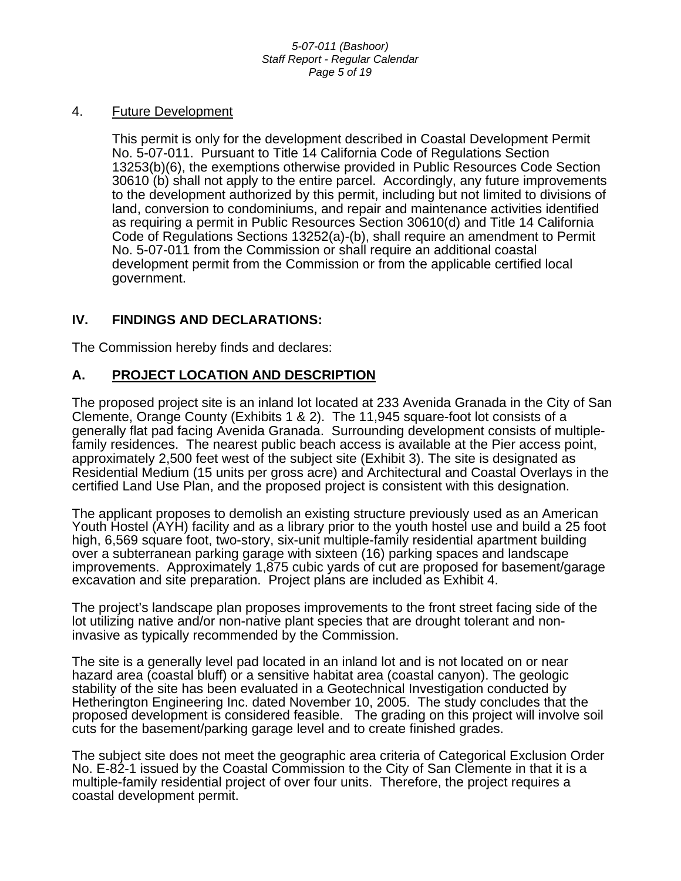4. <u>Future Development</u>

   This permit is only for the development described in Coastal Development Permit No. 5-07-011. Pursuant to Title 14 California Code of Regulations Section 13253(b)(6), the exemptions otherwise provided in Public Resources Code Section 30610 (b) shall not apply to the entire parcel. Accordingly, any future improvements to the development authorized by this permit, including but not limited to divisions of land, conversion to condominiums, and repair and maintenance activities identified as requiring a permit in Public Resources Section 30610(d) and Title 14 California Code of Regulations Sections 13252(a)-(b), shall require an amendment to Permit No. 5-07-011 from the Commission or shall require an additional coastal development permit from the Commission or from the applicable certified local government.

## IV. FINDINGS AND DECLARATIONS:

The Commission hereby finds and declares:

## A. <u>PROJECT LOCATION AND DESCRIPTION</u>

The proposed project site is an inland lot located at 233 Avenida Granada in the City of San Clemente, Orange County (Exhibits 1 & 2). The 11,945 square-foot lot consists of a generally flat pad facing Avenida Granada. Surrounding development consists of multiple-family residences. The nearest public beach access is available at the Pier access point, approximately 2,500 feet west of the subject site (Exhibit 3). The site is designated as Residential Medium (15 units per gross acre) and Architectural and Coastal Overlays in the certified Land Use Plan, and the proposed project is consistent with this designation.

The applicant proposes to demolish an existing structure previously used as an American Youth Hostel (AYH) facility and as a library prior to the youth hostel use and build a 25 foot high, 6,569 square foot, two-story, six-unit multiple-family residential apartment building over a subterranean parking garage with sixteen (16) parking spaces and landscape improvements. Approximately 1,875 cubic yards of cut are proposed for basement/garage excavation and site preparation. Project plans are included as Exhibit 4.

The project's landscape plan proposes improvements to the front street facing side of the lot utilizing native and/or non-native plant species that are drought tolerant and non-invasive as typically recommended by the Commission.

The site is a generally level pad located in an inland lot and is not located on or near hazard area (coastal bluff) or a sensitive habitat area (coastal canyon). The geologic stability of the site has been evaluated in a Geotechnical Investigation conducted by Hetherington Engineering Inc. dated November 10, 2005. The study concludes that the proposed development is considered feasible. The grading on this project will involve soil cuts for the basement/parking garage level and to create finished grades.

The subject site does not meet the geographic area criteria of Categorical Exclusion Order No. E-82-1 issued by the Coastal Commission to the City of San Clemente in that it is a multiple-family residential project of over four units. Therefore, the project requires a coastal development permit.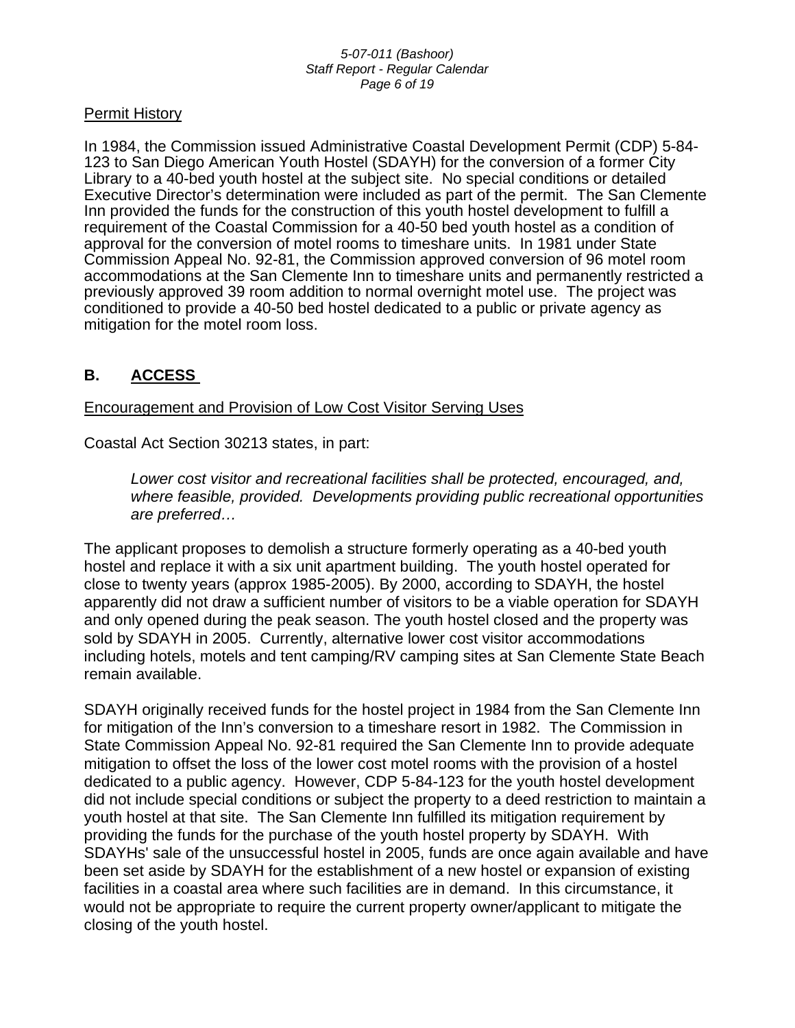Permit History

In 1984, the Commission issued Administrative Coastal Development Permit (CDP) 5-84-123 to San Diego American Youth Hostel (SDAYH) for the conversion of a former City Library to a 40-bed youth hostel at the subject site. No special conditions or detailed Executive Director's determination were included as part of the permit. The San Clemente Inn provided the funds for the construction of this youth hostel development to fulfill a requirement of the Coastal Commission for a 40-50 bed youth hostel as a condition of approval for the conversion of motel rooms to timeshare units. In 1981 under State Commission Appeal No. 92-81, the Commission approved conversion of 96 motel room accommodations at the San Clemente Inn to timeshare units and permanently restricted a previously approved 39 room addition to normal overnight motel use. The project was conditioned to provide a 40-50 bed hostel dedicated to a public or private agency as mitigation for the motel room loss.

## B. ACCESS

Encouragement and Provision of Low Cost Visitor Serving Uses

Coastal Act Section 30213 states, in part:

> *Lower cost visitor and recreational facilities shall be protected, encouraged, and, where feasible, provided. Developments providing public recreational opportunities are preferred…*

The applicant proposes to demolish a structure formerly operating as a 40-bed youth hostel and replace it with a six unit apartment building. The youth hostel operated for close to twenty years (approx 1985-2005). By 2000, according to SDAYH, the hostel apparently did not draw a sufficient number of visitors to be a viable operation for SDAYH and only opened during the peak season. The youth hostel closed and the property was sold by SDAYH in 2005. Currently, alternative lower cost visitor accommodations including hotels, motels and tent camping/RV camping sites at San Clemente State Beach remain available.

SDAYH originally received funds for the hostel project in 1984 from the San Clemente Inn for mitigation of the Inn's conversion to a timeshare resort in 1982. The Commission in State Commission Appeal No. 92-81 required the San Clemente Inn to provide adequate mitigation to offset the loss of the lower cost motel rooms with the provision of a hostel dedicated to a public agency. However, CDP 5-84-123 for the youth hostel development did not include special conditions or subject the property to a deed restriction to maintain a youth hostel at that site. The San Clemente Inn fulfilled its mitigation requirement by providing the funds for the purchase of the youth hostel property by SDAYH. With SDAYHs' sale of the unsuccessful hostel in 2005, funds are once again available and have been set aside by SDAYH for the establishment of a new hostel or expansion of existing facilities in a coastal area where such facilities are in demand. In this circumstance, it would not be appropriate to require the current property owner/applicant to mitigate the closing of the youth hostel.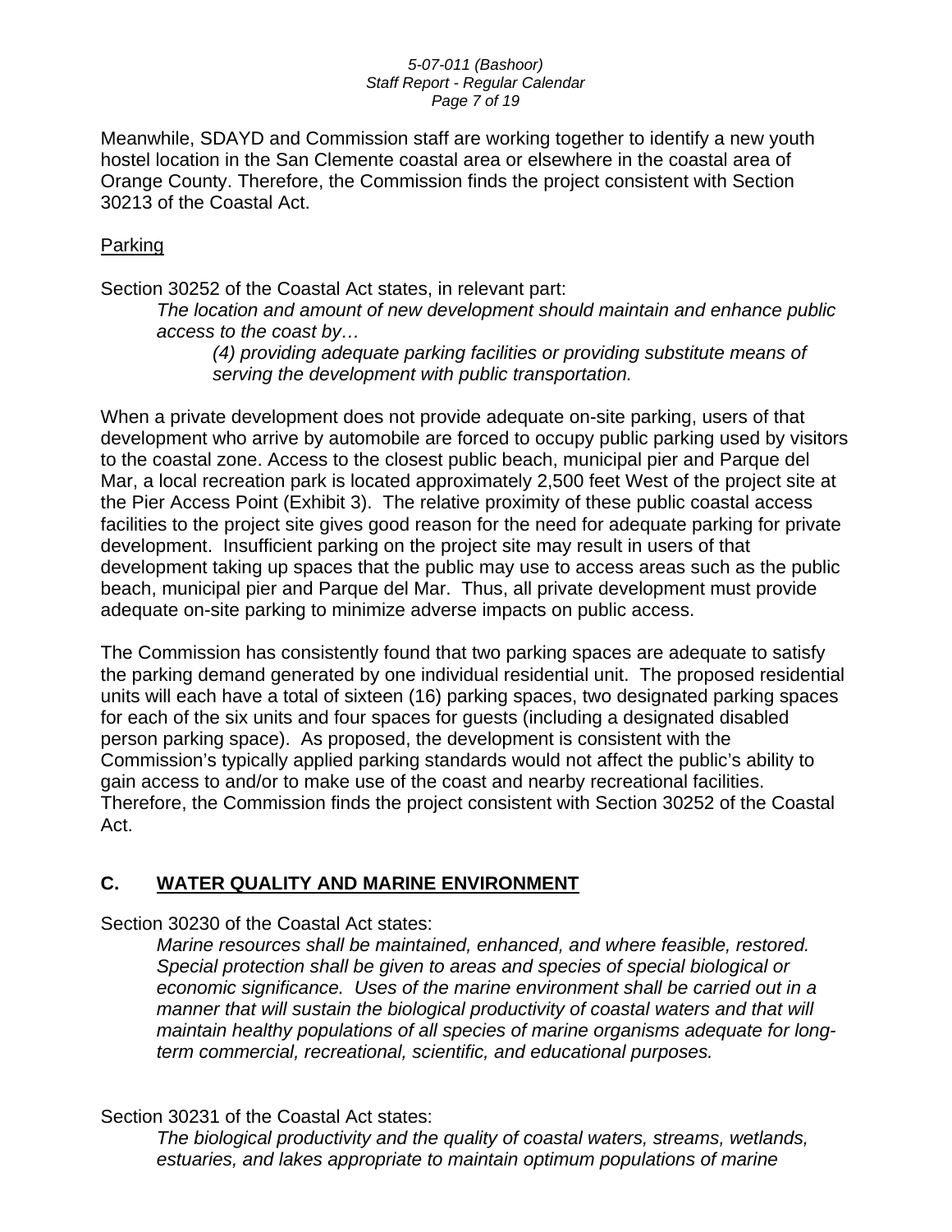Meanwhile, SDAYD and Commission staff are working together to identify a new youth hostel location in the San Clemente coastal area or elsewhere in the coastal area of Orange County. Therefore, the Commission finds the project consistent with Section 30213 of the Coastal Act.

Parking

Section 30252 of the Coastal Act states, in relevant part:

> *The location and amount of new development should maintain and enhance public access to the coast by…*
>
> > *(4) providing adequate parking facilities or providing substitute means of serving the development with public transportation.*

When a private development does not provide adequate on-site parking, users of that development who arrive by automobile are forced to occupy public parking used by visitors to the coastal zone. Access to the closest public beach, municipal pier and Parque del Mar, a local recreation park is located approximately 2,500 feet West of the project site at the Pier Access Point (Exhibit 3). The relative proximity of these public coastal access facilities to the project site gives good reason for the need for adequate parking for private development. Insufficient parking on the project site may result in users of that development taking up spaces that the public may use to access areas such as the public beach, municipal pier and Parque del Mar. Thus, all private development must provide adequate on-site parking to minimize adverse impacts on public access.

The Commission has consistently found that two parking spaces are adequate to satisfy the parking demand generated by one individual residential unit. The proposed residential units will each have a total of sixteen (16) parking spaces, two designated parking spaces for each of the six units and four spaces for guests (including a designated disabled person parking space). As proposed, the development is consistent with the Commission's typically applied parking standards would not affect the public's ability to gain access to and/or to make use of the coast and nearby recreational facilities. Therefore, the Commission finds the project consistent with Section 30252 of the Coastal Act.

## C. WATER QUALITY AND MARINE ENVIRONMENT

Section 30230 of the Coastal Act states:

> *Marine resources shall be maintained, enhanced, and where feasible, restored. Special protection shall be given to areas and species of special biological or economic significance. Uses of the marine environment shall be carried out in a manner that will sustain the biological productivity of coastal waters and that will maintain healthy populations of all species of marine organisms adequate for long-term commercial, recreational, scientific, and educational purposes.*

Section 30231 of the Coastal Act states:

> *The biological productivity and the quality of coastal waters, streams, wetlands, estuaries, and lakes appropriate to maintain optimum populations of marine*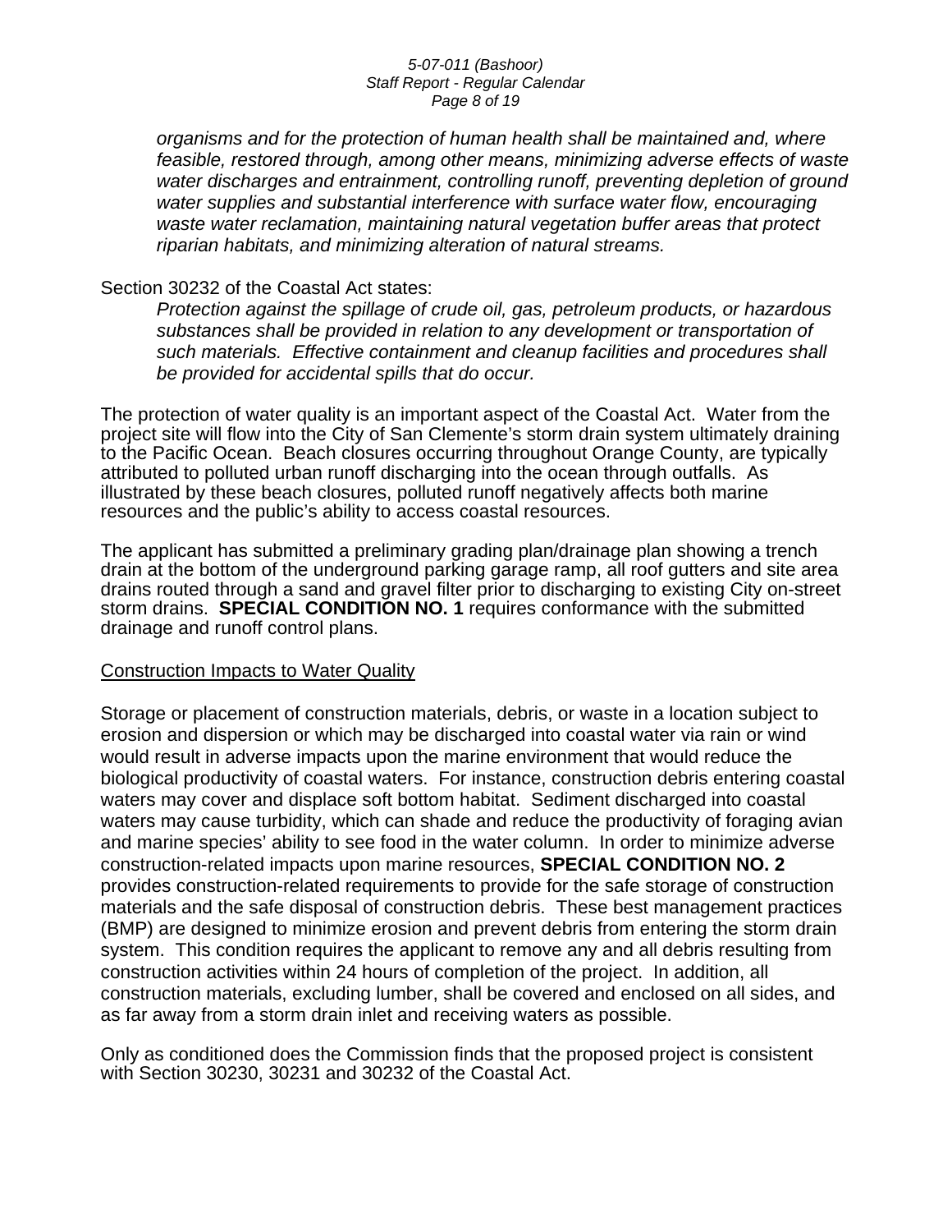*organisms and for the protection of human health shall be maintained and, where feasible, restored through, among other means, minimizing adverse effects of waste water discharges and entrainment, controlling runoff, preventing depletion of ground water supplies and substantial interference with surface water flow, encouraging waste water reclamation, maintaining natural vegetation buffer areas that protect riparian habitats, and minimizing alteration of natural streams.*

Section 30232 of the Coastal Act states:

*Protection against the spillage of crude oil, gas, petroleum products, or hazardous substances shall be provided in relation to any development or transportation of such materials. Effective containment and cleanup facilities and procedures shall be provided for accidental spills that do occur.*

The protection of water quality is an important aspect of the Coastal Act. Water from the project site will flow into the City of San Clemente's storm drain system ultimately draining to the Pacific Ocean. Beach closures occurring throughout Orange County, are typically attributed to polluted urban runoff discharging into the ocean through outfalls. As illustrated by these beach closures, polluted runoff negatively affects both marine resources and the public's ability to access coastal resources.

The applicant has submitted a preliminary grading plan/drainage plan showing a trench drain at the bottom of the underground parking garage ramp, all roof gutters and site area drains routed through a sand and gravel filter prior to discharging to existing City on-street storm drains. **SPECIAL CONDITION NO. 1** requires conformance with the submitted drainage and runoff control plans.

<u>Construction Impacts to Water Quality</u>

Storage or placement of construction materials, debris, or waste in a location subject to erosion and dispersion or which may be discharged into coastal water via rain or wind would result in adverse impacts upon the marine environment that would reduce the biological productivity of coastal waters. For instance, construction debris entering coastal waters may cover and displace soft bottom habitat. Sediment discharged into coastal waters may cause turbidity, which can shade and reduce the productivity of foraging avian and marine species' ability to see food in the water column. In order to minimize adverse construction-related impacts upon marine resources, **SPECIAL CONDITION NO. 2** provides construction-related requirements to provide for the safe storage of construction materials and the safe disposal of construction debris. These best management practices (BMP) are designed to minimize erosion and prevent debris from entering the storm drain system. This condition requires the applicant to remove any and all debris resulting from construction activities within 24 hours of completion of the project. In addition, all construction materials, excluding lumber, shall be covered and enclosed on all sides, and as far away from a storm drain inlet and receiving waters as possible.

Only as conditioned does the Commission finds that the proposed project is consistent with Section 30230, 30231 and 30232 of the Coastal Act.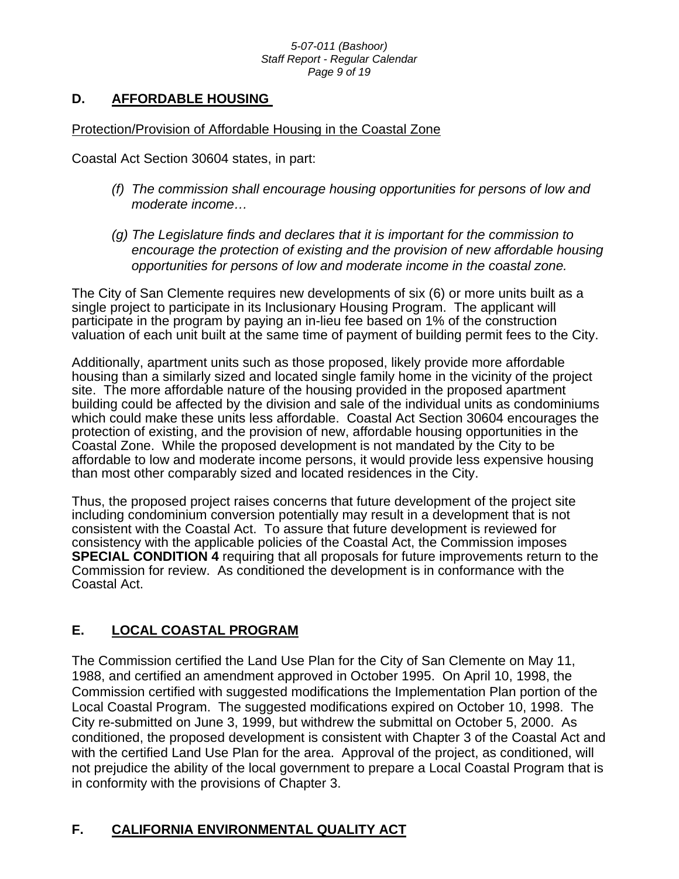## D. AFFORDABLE HOUSING

Protection/Provision of Affordable Housing in the Coastal Zone

Coastal Act Section 30604 states, in part:

> *(f) The commission shall encourage housing opportunities for persons of low and moderate income…*
>
> *(g) The Legislature finds and declares that it is important for the commission to encourage the protection of existing and the provision of new affordable housing opportunities for persons of low and moderate income in the coastal zone.*

The City of San Clemente requires new developments of six (6) or more units built as a single project to participate in its Inclusionary Housing Program. The applicant will participate in the program by paying an in-lieu fee based on 1% of the construction valuation of each unit built at the same time of payment of building permit fees to the City.

Additionally, apartment units such as those proposed, likely provide more affordable housing than a similarly sized and located single family home in the vicinity of the project site. The more affordable nature of the housing provided in the proposed apartment building could be affected by the division and sale of the individual units as condominiums which could make these units less affordable. Coastal Act Section 30604 encourages the protection of existing, and the provision of new, affordable housing opportunities in the Coastal Zone. While the proposed development is not mandated by the City to be affordable to low and moderate income persons, it would provide less expensive housing than most other comparably sized and located residences in the City.

Thus, the proposed project raises concerns that future development of the project site including condominium conversion potentially may result in a development that is not consistent with the Coastal Act. To assure that future development is reviewed for consistency with the applicable policies of the Coastal Act, the Commission imposes **SPECIAL CONDITION 4** requiring that all proposals for future improvements return to the Commission for review. As conditioned the development is in conformance with the Coastal Act.

## E. LOCAL COASTAL PROGRAM

The Commission certified the Land Use Plan for the City of San Clemente on May 11, 1988, and certified an amendment approved in October 1995. On April 10, 1998, the Commission certified with suggested modifications the Implementation Plan portion of the Local Coastal Program. The suggested modifications expired on October 10, 1998. The City re-submitted on June 3, 1999, but withdrew the submittal on October 5, 2000. As conditioned, the proposed development is consistent with Chapter 3 of the Coastal Act and with the certified Land Use Plan for the area. Approval of the project, as conditioned, will not prejudice the ability of the local government to prepare a Local Coastal Program that is in conformity with the provisions of Chapter 3.

## F. CALIFORNIA ENVIRONMENTAL QUALITY ACT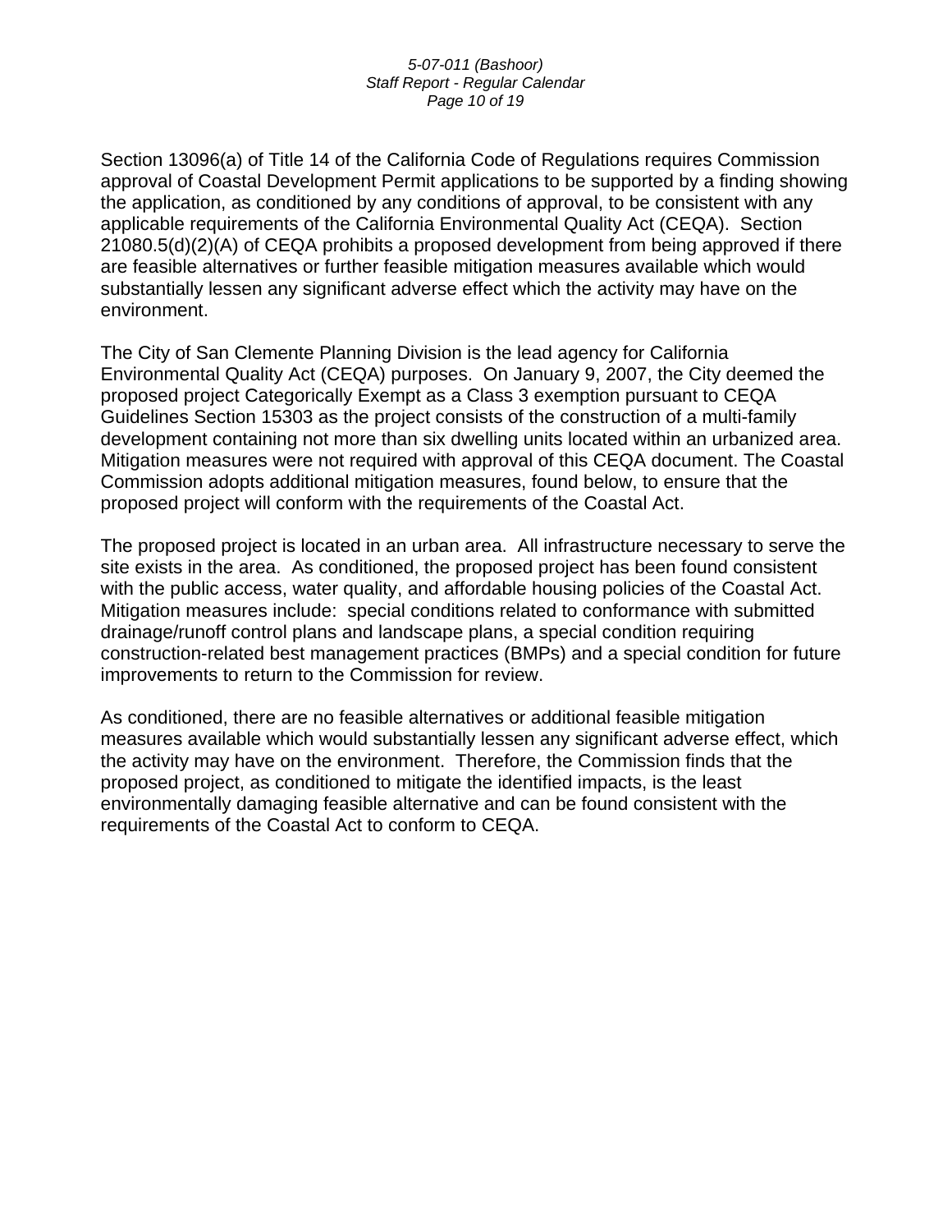Section 13096(a) of Title 14 of the California Code of Regulations requires Commission approval of Coastal Development Permit applications to be supported by a finding showing the application, as conditioned by any conditions of approval, to be consistent with any applicable requirements of the California Environmental Quality Act (CEQA). Section 21080.5(d)(2)(A) of CEQA prohibits a proposed development from being approved if there are feasible alternatives or further feasible mitigation measures available which would substantially lessen any significant adverse effect which the activity may have on the environment.

The City of San Clemente Planning Division is the lead agency for California Environmental Quality Act (CEQA) purposes. On January 9, 2007, the City deemed the proposed project Categorically Exempt as a Class 3 exemption pursuant to CEQA Guidelines Section 15303 as the project consists of the construction of a multi-family development containing not more than six dwelling units located within an urbanized area. Mitigation measures were not required with approval of this CEQA document. The Coastal Commission adopts additional mitigation measures, found below, to ensure that the proposed project will conform with the requirements of the Coastal Act.

The proposed project is located in an urban area. All infrastructure necessary to serve the site exists in the area. As conditioned, the proposed project has been found consistent with the public access, water quality, and affordable housing policies of the Coastal Act. Mitigation measures include: special conditions related to conformance with submitted drainage/runoff control plans and landscape plans, a special condition requiring construction-related best management practices (BMPs) and a special condition for future improvements to return to the Commission for review.

As conditioned, there are no feasible alternatives or additional feasible mitigation measures available which would substantially lessen any significant adverse effect, which the activity may have on the environment. Therefore, the Commission finds that the proposed project, as conditioned to mitigate the identified impacts, is the least environmentally damaging feasible alternative and can be found consistent with the requirements of the Coastal Act to conform to CEQA.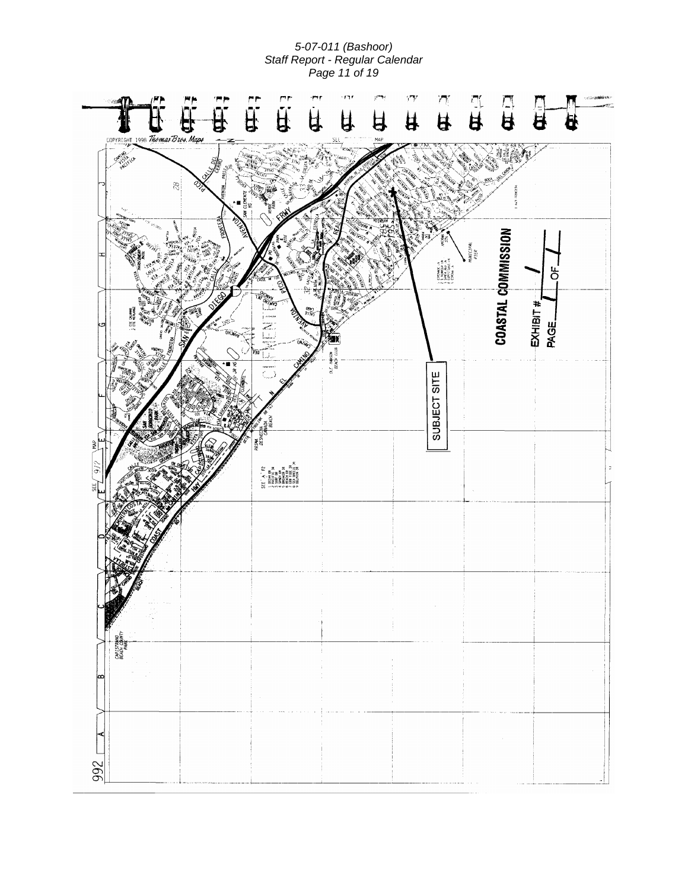COPYRIGHT 1998 Thomas Bros. Maps

SUBJECT SITE

COASTAL COMMISSION

EXHIBIT # 1

PAGE 1 OF 1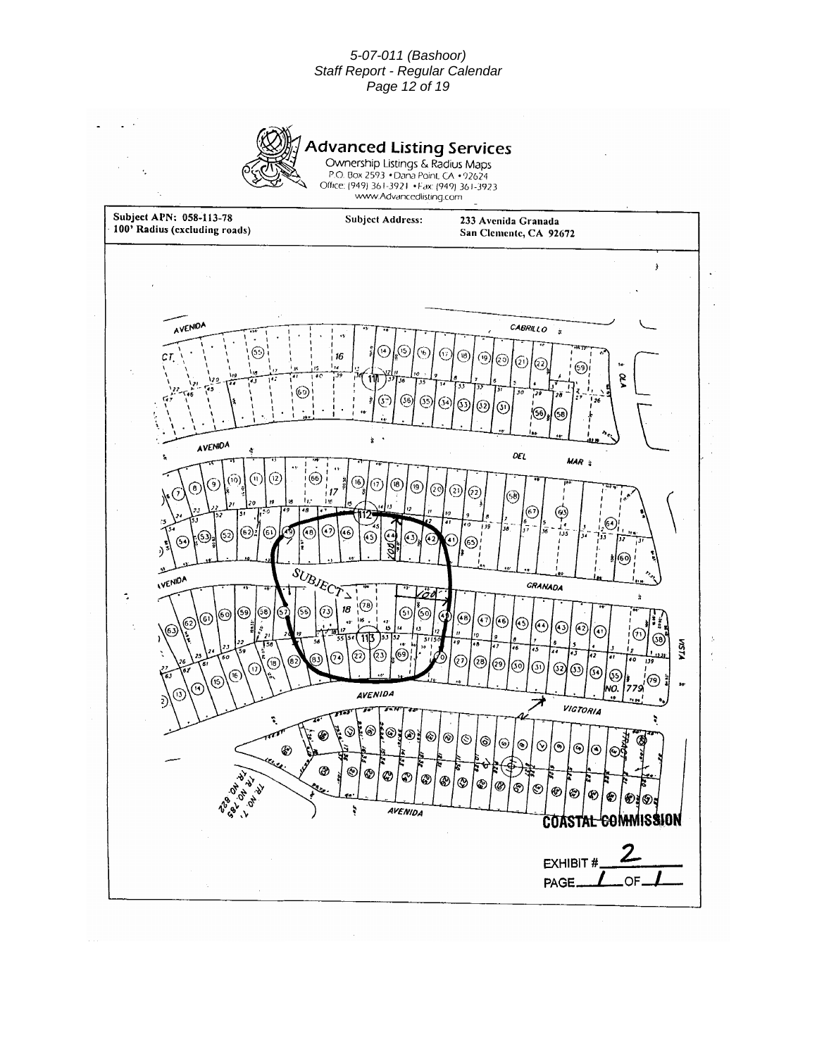**Advanced Listing Services**

Ownership Listings & Radius Maps
P.O. Box 2593 • Dana Point, CA • 92624
Office: (949) 361-3921 • Fax: (949) 361-3923
www.Advancedlisting.com

| Subject APN: 058-113-78 | Subject Address: | 233 Avenida Granada |
|---|---|---|
| 100' Radius (excluding roads) | | San Clemente, CA 92672 |

AVENIDA CABRILLO

AVENIDA DEL MAR

AVENIDA GRANADA

SUBJECT

AVENIDA VICTORIA

VISTA

AVENIDA

COASTAL COMMISSION

EXHIBIT # 2

PAGE 1 OF 1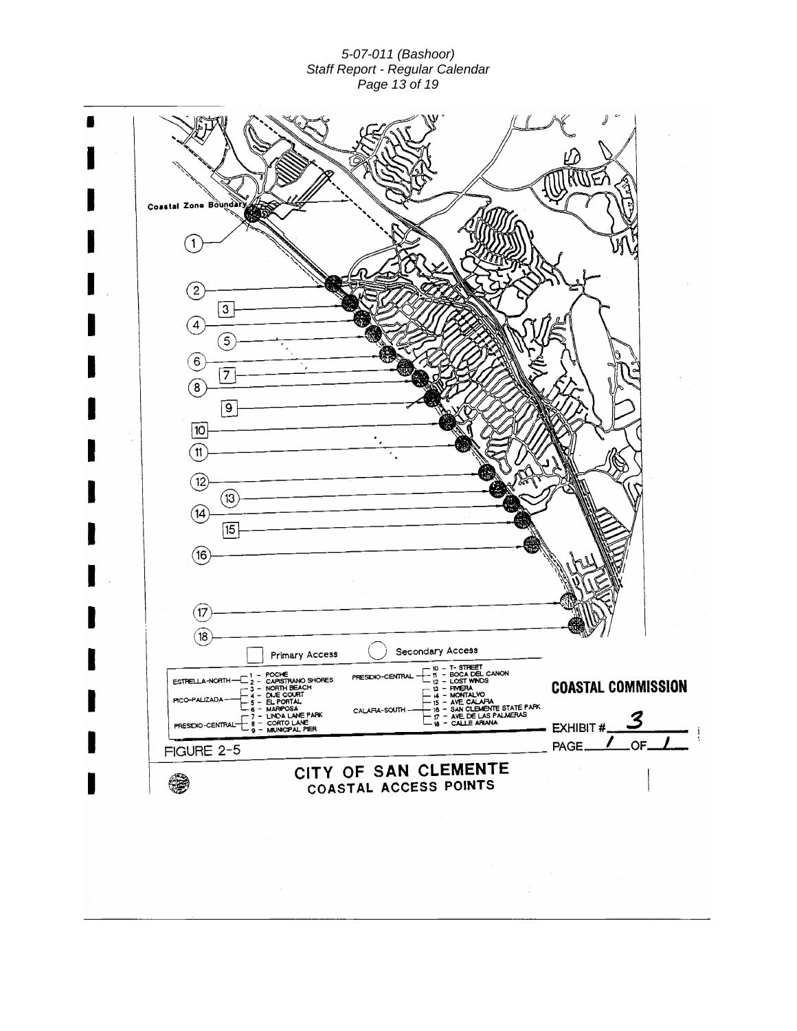Coastal Zone Boundary

1

2

3

4

5

6

7

8

9

10

11

12

13

14

15

16

17

18

Primary Access

Secondary Access

ESTRELLA-NORTH
- 1 - POCHE
- 2 - CAPISTRANO SHORES
- 3 - NORTH BEACH

PICO-PALIZADA
- 4 - DIJE COURT
- 5 - EL PORTAL
- 6 - MARIPOSA

PRESIDIO-CENTRAL
- 7 - LINDA LANE PARK
- 8 - CORTO LANE
- 9 - MUNICIPAL PIER

PRESIDIO-CENTRAL
- 10 - T- STREET
- 11 - BOCA DEL CANON
- 12 - LOST WINDS

CALAFIA-SOUTH
- 13 - RIVIERA
- 14 - MONTALVO
- 15 - AVE. CALAFIA
- 16 - SAN CLEMENTE STATE PARK
- 17 - AVE. DE LAS PALMERAS
- 18 - CALLE ARIANA

**COASTAL COMMISSION**

EXHIBIT # 3

PAGE 1 OF 1

FIGURE 2-5

**CITY OF SAN CLEMENTE**
**COASTAL ACCESS POINTS**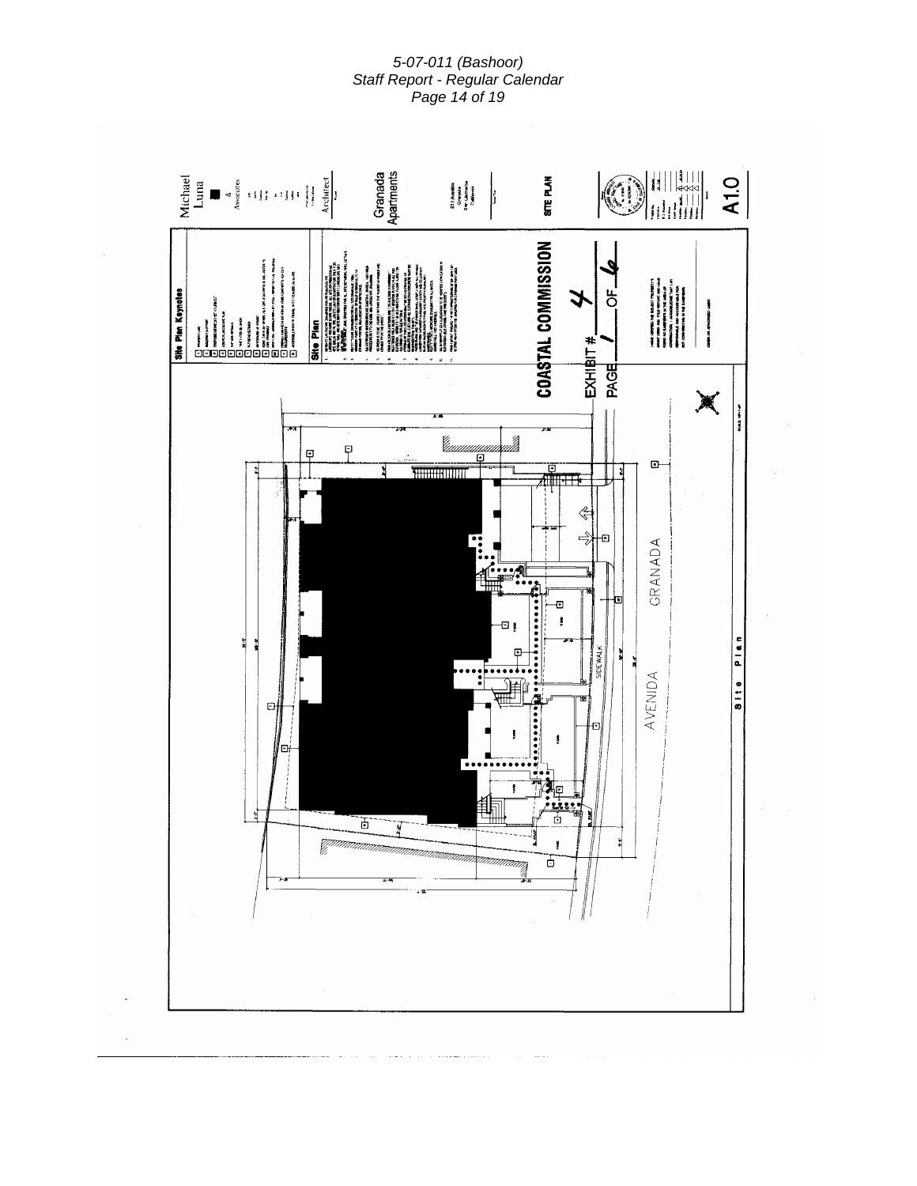Michael Luna & Associates

Architect

Granada Apartments

231 Avenida Granada
San Clemente
California

SITE PLAN

A1.0

Site Plan Keynotes

Site Plan

COASTAL COMMISSION

EXHIBIT # 4

PAGE 1 OF 6

AVENIDA GRANADA

SIDEWALK

Site Plan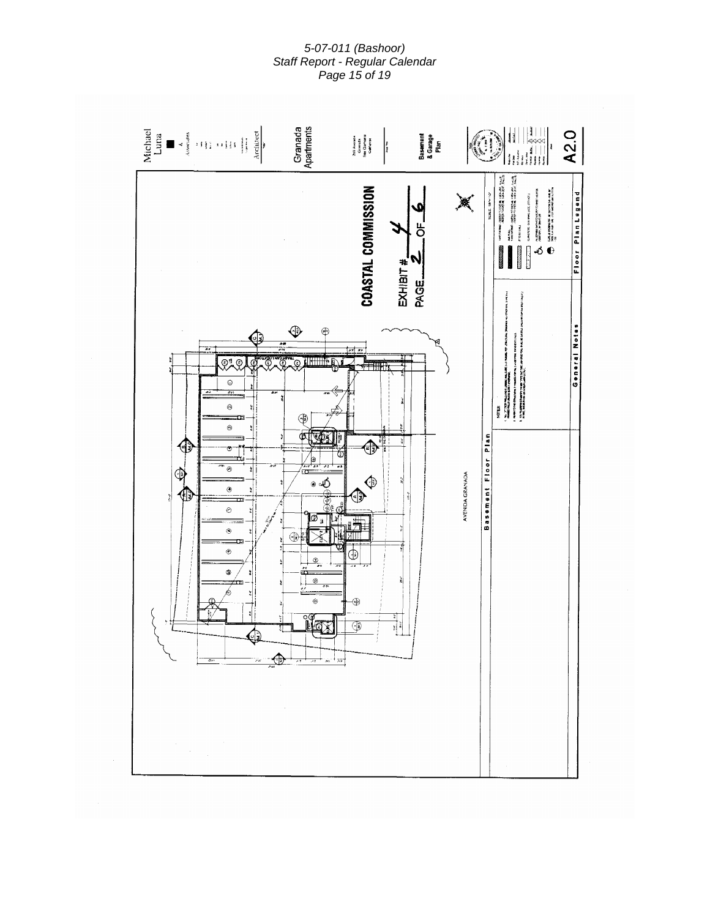COASTAL COMMISSION

EXHIBIT # 4

PAGE 2 OF 6

Michael Luna & Associates

Architect

Granada Apartments

Basement & Garage Plan

A2.0

AVENIDA GRANADA

Basement Floor Plan

General Notes

Floor Plan Legend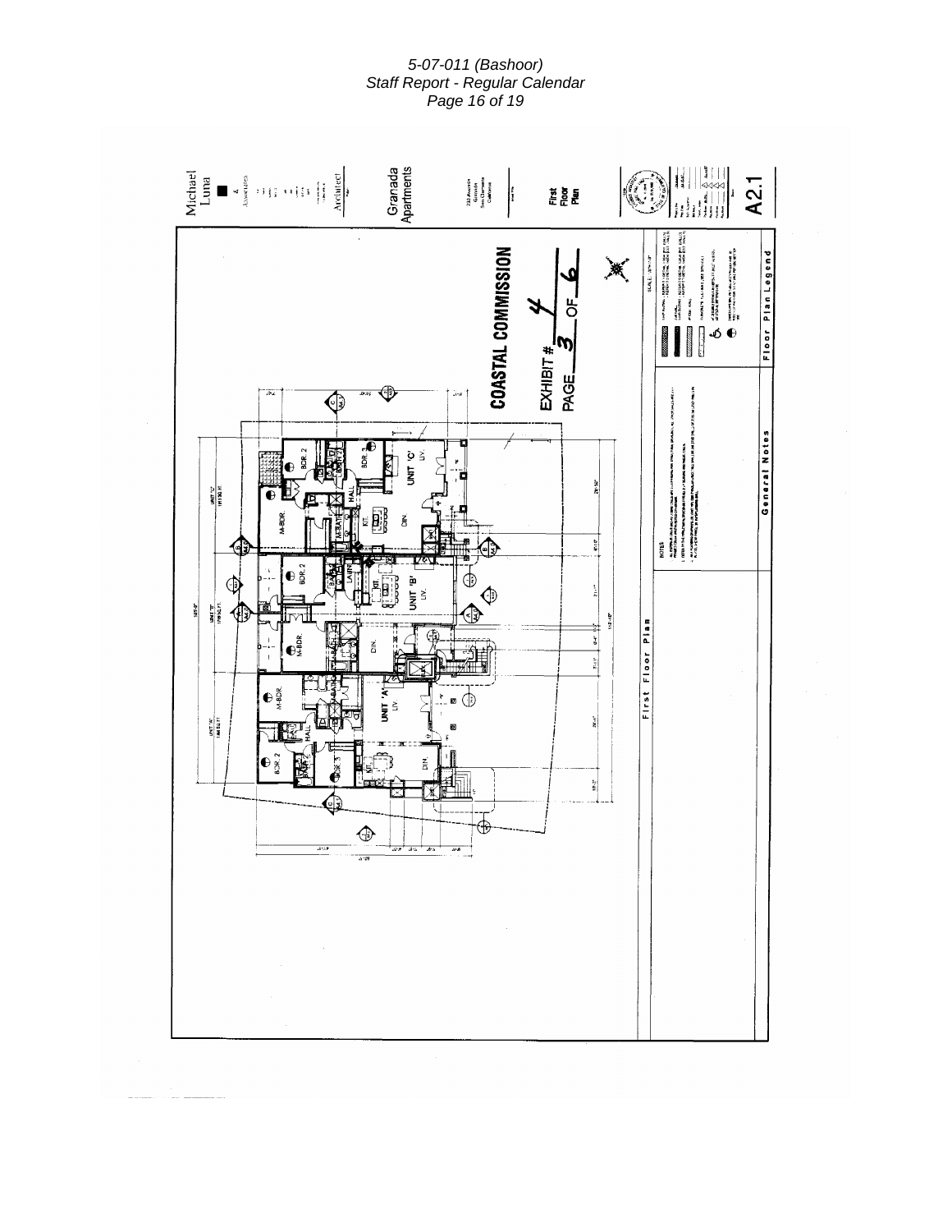Michael Luna & Associates

Architect

Granada Apartments

232 Avenida Granada
San Clemente, California

First Floor Plan

A2.1

COASTAL COMMISSION

EXHIBIT # 4

PAGE 3 OF 6

UNIT 'C'

UNIT 'B'

UNIT 'A'

M-BDR.

BDR. 2

BDR. 3

HALL

KIT.

DIN.

LIV.

First Floor Plan

General Notes

Floor Plan Legend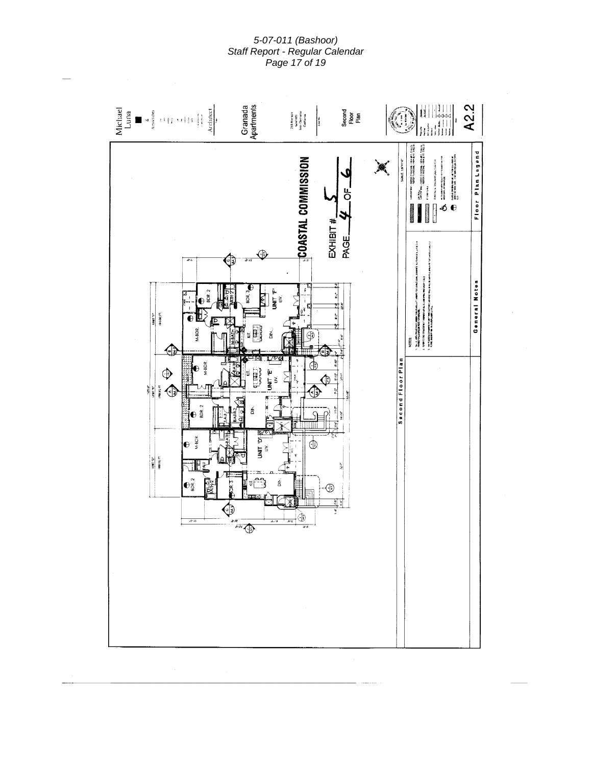Michael Luna & Associates

Architect

Granada Apartments

Second Floor Plan

A2.2

**COASTAL COMMISSION**

EXHIBIT # 5

PAGE 4 OF 6

UNIT 'D'

UNIT 'E'

UNIT 'F'

M-BDR.

BDR. 2

BDR. 3

M-BATH

BATH 2

KIT.

DIN.

LIV.

LAU.

FAU

Second Floor Plan

NOTES:

General Notes

Floor Plan Legend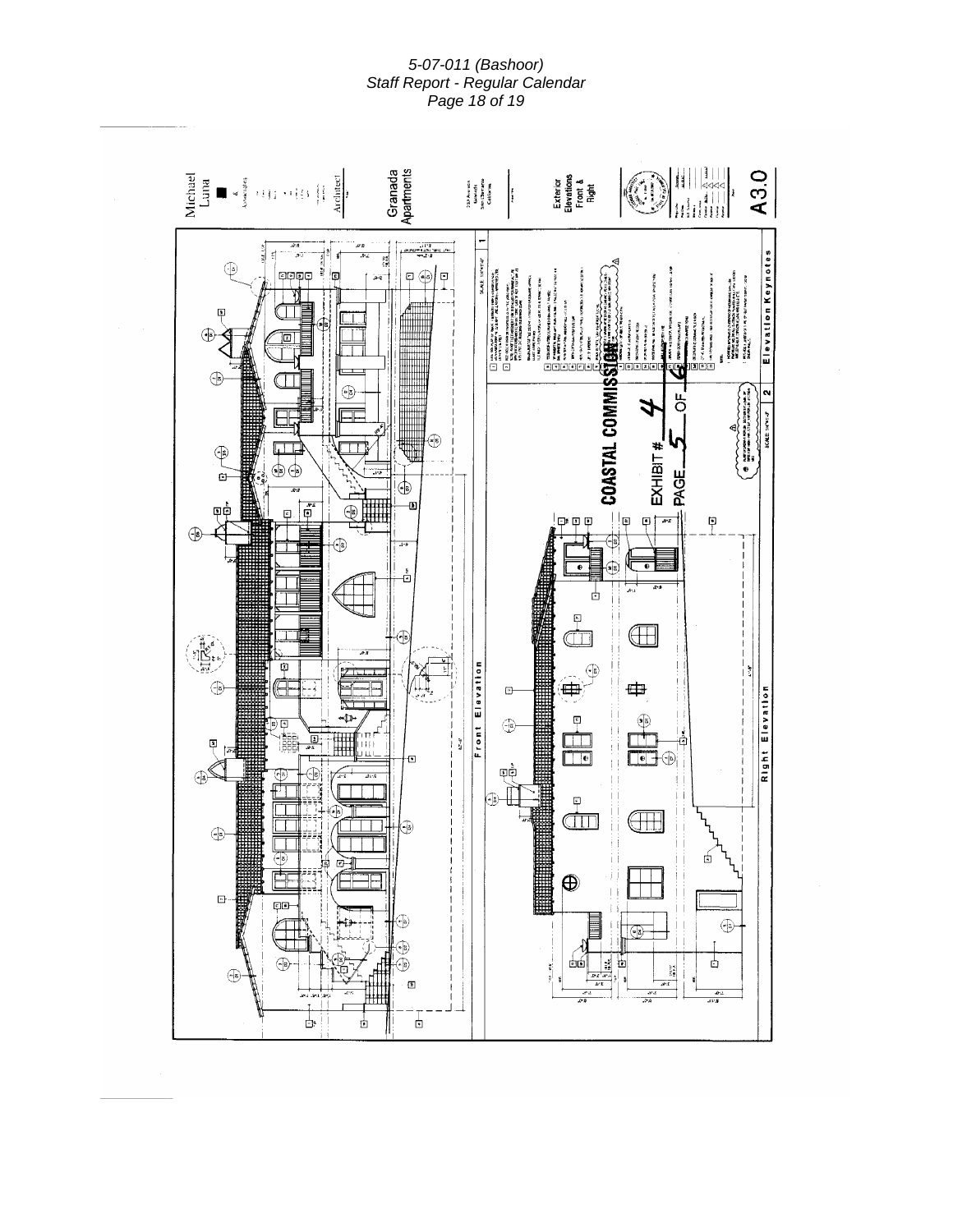Michael Luna & Associates

Architect

Granada Apartments

Exterior Elevations Front & Right

A3.0

Front Elevation

1

Right Elevation

2

Elevation Keynotes

COASTAL COMMISSION

EXHIBIT # 4

PAGE 5 OF 6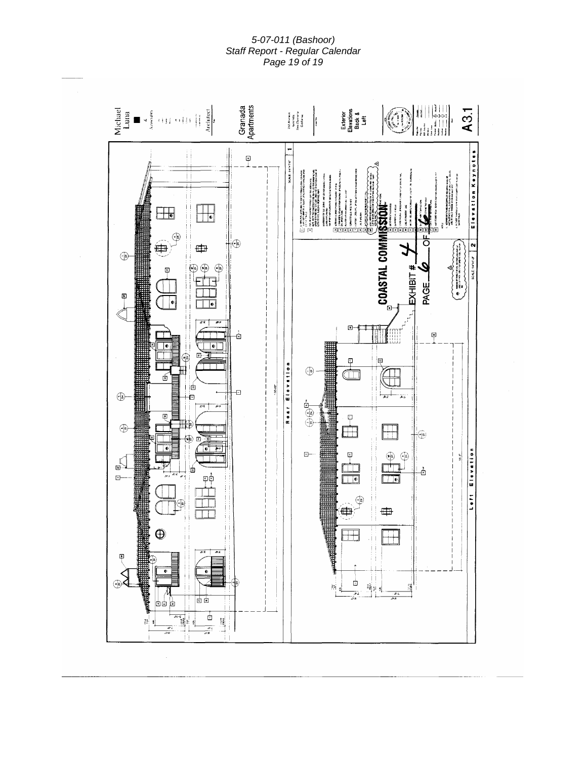Michael Luna & Associates

Architect

Granada Apartments

Exterior Elevations Back & Left

A3.1

Rear Elevation 1

SCALE: 1/4"=1'-0"

Left Elevation 2

SCALE: 1/4"=1'-0"

Elevation Keynotes

COASTAL COMMISSION

EXHIBIT # 4

PAGE 6 OF 6